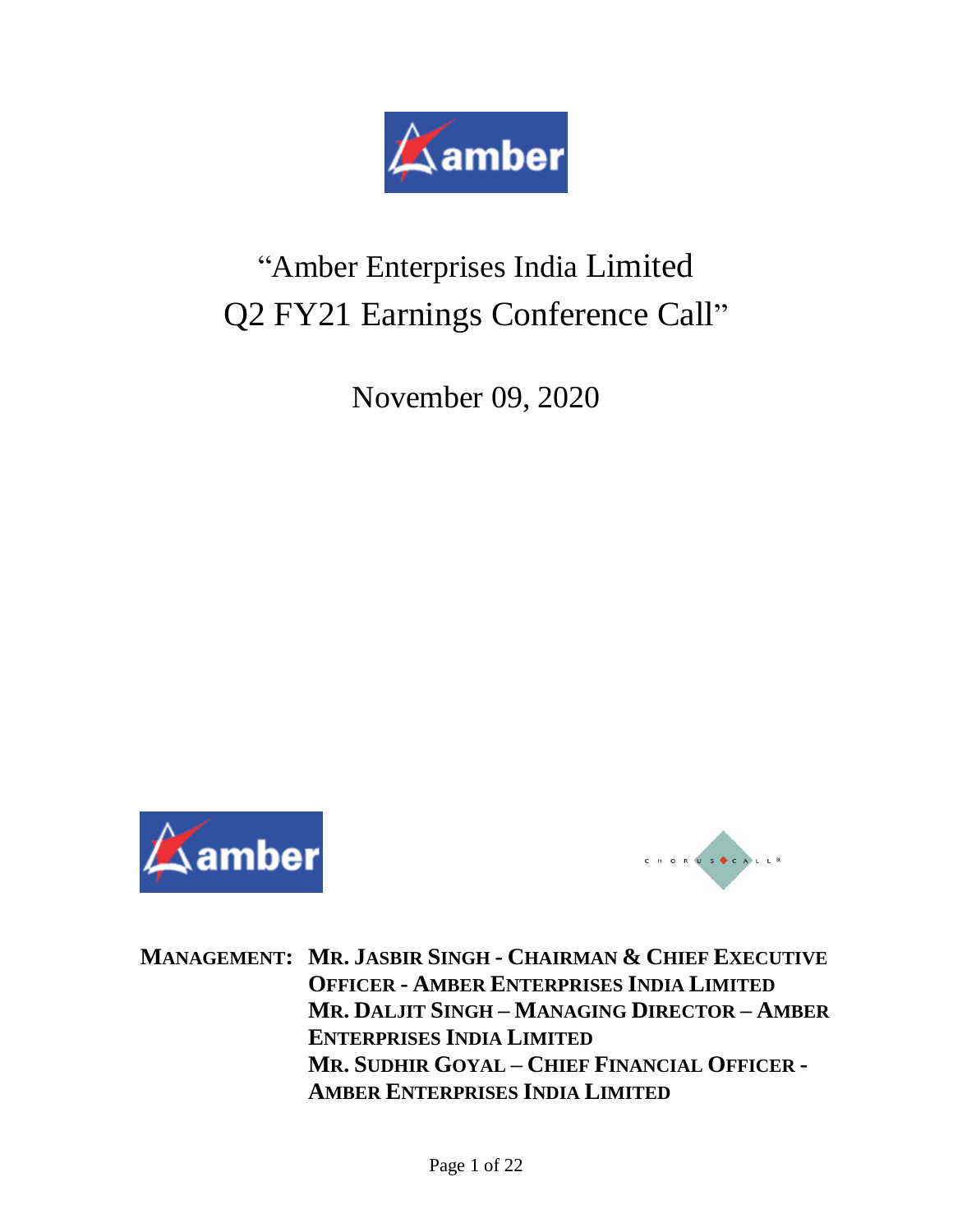# "Amber Enterprises India Limited Q2 FY21 Earnings Conference Call"

November 09, 2020

**MANAGEMENT:** **MR. JASBIR SINGH - CHAIRMAN & CHIEF EXECUTIVE OFFICER - AMBER ENTERPRISES INDIA LIMITED**
**MR. DALJIT SINGH – MANAGING DIRECTOR – AMBER ENTERPRISES INDIA LIMITED**
**MR. SUDHIR GOYAL – CHIEF FINANCIAL OFFICER - AMBER ENTERPRISES INDIA LIMITED**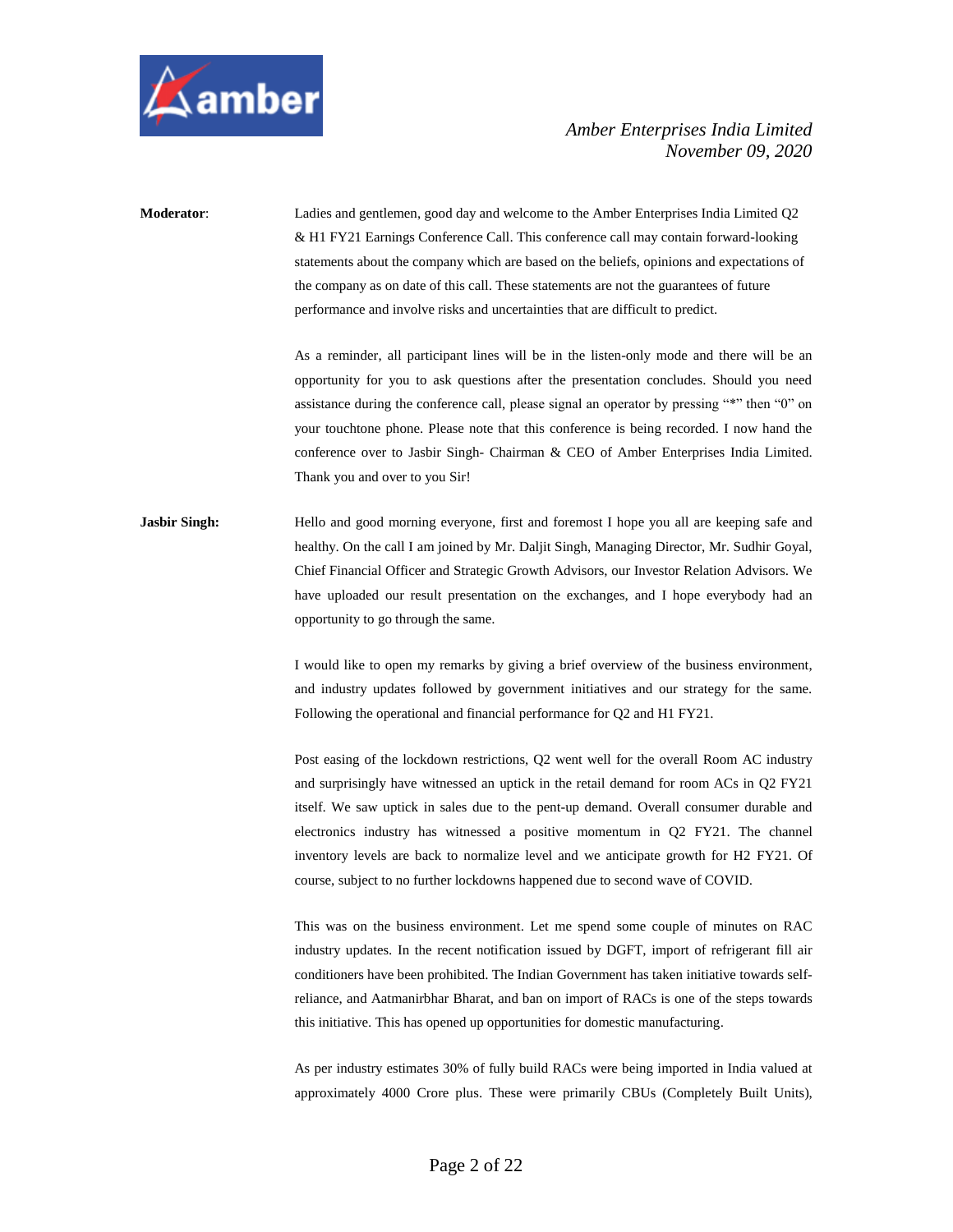**Moderator**: Ladies and gentlemen, good day and welcome to the Amber Enterprises India Limited Q2 & H1 FY21 Earnings Conference Call. This conference call may contain forward-looking statements about the company which are based on the beliefs, opinions and expectations of the company as on date of this call. These statements are not the guarantees of future performance and involve risks and uncertainties that are difficult to predict.

As a reminder, all participant lines will be in the listen-only mode and there will be an opportunity for you to ask questions after the presentation concludes. Should you need assistance during the conference call, please signal an operator by pressing "*" then "0" on your touchtone phone. Please note that this conference is being recorded. I now hand the conference over to Jasbir Singh- Chairman & CEO of Amber Enterprises India Limited. Thank you and over to you Sir!

**Jasbir Singh:** Hello and good morning everyone, first and foremost I hope you all are keeping safe and healthy. On the call I am joined by Mr. Daljit Singh, Managing Director, Mr. Sudhir Goyal, Chief Financial Officer and Strategic Growth Advisors, our Investor Relation Advisors. We have uploaded our result presentation on the exchanges, and I hope everybody had an opportunity to go through the same.

I would like to open my remarks by giving a brief overview of the business environment, and industry updates followed by government initiatives and our strategy for the same. Following the operational and financial performance for Q2 and H1 FY21.

Post easing of the lockdown restrictions, Q2 went well for the overall Room AC industry and surprisingly have witnessed an uptick in the retail demand for room ACs in Q2 FY21 itself. We saw uptick in sales due to the pent-up demand. Overall consumer durable and electronics industry has witnessed a positive momentum in Q2 FY21. The channel inventory levels are back to normalize level and we anticipate growth for H2 FY21. Of course, subject to no further lockdowns happened due to second wave of COVID.

This was on the business environment. Let me spend some couple of minutes on RAC industry updates. In the recent notification issued by DGFT, import of refrigerant fill air conditioners have been prohibited. The Indian Government has taken initiative towards self-reliance, and Aatmanirbhar Bharat, and ban on import of RACs is one of the steps towards this initiative. This has opened up opportunities for domestic manufacturing.

As per industry estimates 30% of fully build RACs were being imported in India valued at approximately 4000 Crore plus. These were primarily CBUs (Completely Built Units),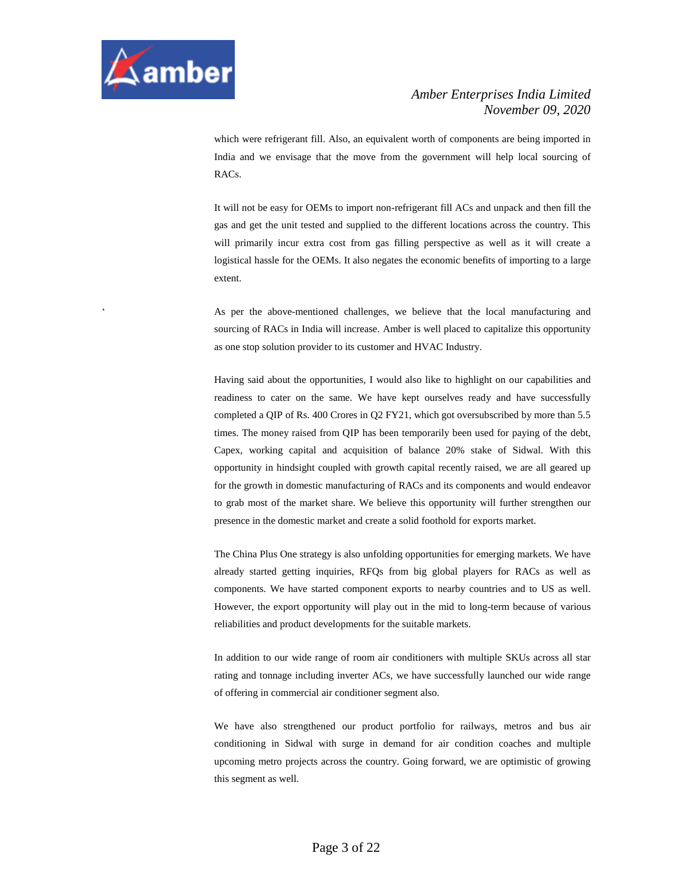which were refrigerant fill. Also, an equivalent worth of components are being imported in India and we envisage that the move from the government will help local sourcing of RACs.

It will not be easy for OEMs to import non-refrigerant fill ACs and unpack and then fill the gas and get the unit tested and supplied to the different locations across the country. This will primarily incur extra cost from gas filling perspective as well as it will create a logistical hassle for the OEMs. It also negates the economic benefits of importing to a large extent.

As per the above-mentioned challenges, we believe that the local manufacturing and sourcing of RACs in India will increase. Amber is well placed to capitalize this opportunity as one stop solution provider to its customer and HVAC Industry.

Having said about the opportunities, I would also like to highlight on our capabilities and readiness to cater on the same. We have kept ourselves ready and have successfully completed a QIP of Rs. 400 Crores in Q2 FY21, which got oversubscribed by more than 5.5 times. The money raised from QIP has been temporarily been used for paying of the debt, Capex, working capital and acquisition of balance 20% stake of Sidwal. With this opportunity in hindsight coupled with growth capital recently raised, we are all geared up for the growth in domestic manufacturing of RACs and its components and would endeavor to grab most of the market share. We believe this opportunity will further strengthen our presence in the domestic market and create a solid foothold for exports market.

The China Plus One strategy is also unfolding opportunities for emerging markets. We have already started getting inquiries, RFQs from big global players for RACs as well as components. We have started component exports to nearby countries and to US as well. However, the export opportunity will play out in the mid to long-term because of various reliabilities and product developments for the suitable markets.

In addition to our wide range of room air conditioners with multiple SKUs across all star rating and tonnage including inverter ACs, we have successfully launched our wide range of offering in commercial air conditioner segment also.

We have also strengthened our product portfolio for railways, metros and bus air conditioning in Sidwal with surge in demand for air condition coaches and multiple upcoming metro projects across the country. Going forward, we are optimistic of growing this segment as well.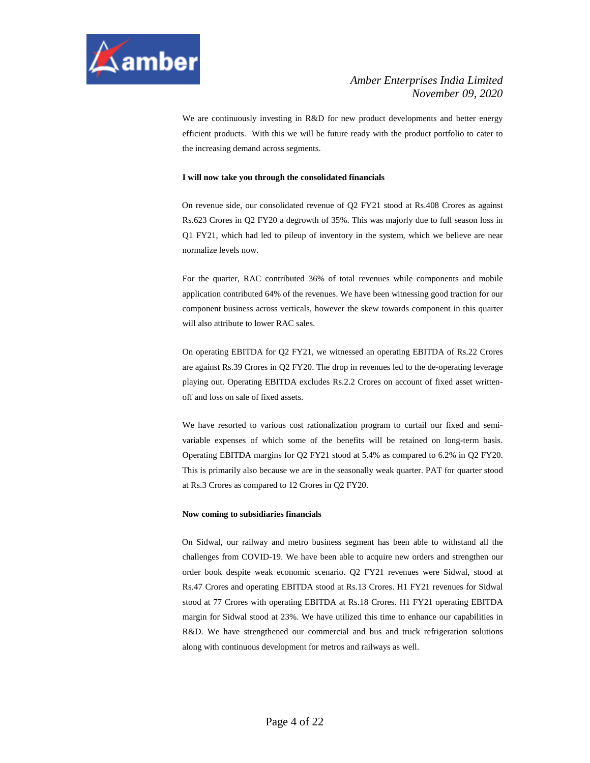We are continuously investing in R&D for new product developments and better energy efficient products. With this we will be future ready with the product portfolio to cater to the increasing demand across segments.

**I will now take you through the consolidated financials**

On revenue side, our consolidated revenue of Q2 FY21 stood at Rs.408 Crores as against Rs.623 Crores in Q2 FY20 a degrowth of 35%. This was majorly due to full season loss in Q1 FY21, which had led to pileup of inventory in the system, which we believe are near normalize levels now.

For the quarter, RAC contributed 36% of total revenues while components and mobile application contributed 64% of the revenues. We have been witnessing good traction for our component business across verticals, however the skew towards component in this quarter will also attribute to lower RAC sales.

On operating EBITDA for Q2 FY21, we witnessed an operating EBITDA of Rs.22 Crores are against Rs.39 Crores in Q2 FY20. The drop in revenues led to the de-operating leverage playing out. Operating EBITDA excludes Rs.2.2 Crores on account of fixed asset written-off and loss on sale of fixed assets.

We have resorted to various cost rationalization program to curtail our fixed and semi-variable expenses of which some of the benefits will be retained on long-term basis. Operating EBITDA margins for Q2 FY21 stood at 5.4% as compared to 6.2% in Q2 FY20. This is primarily also because we are in the seasonally weak quarter. PAT for quarter stood at Rs.3 Crores as compared to 12 Crores in Q2 FY20.

**Now coming to subsidiaries financials**

On Sidwal, our railway and metro business segment has been able to withstand all the challenges from COVID-19. We have been able to acquire new orders and strengthen our order book despite weak economic scenario. Q2 FY21 revenues were Sidwal, stood at Rs.47 Crores and operating EBITDA stood at Rs.13 Crores. H1 FY21 revenues for Sidwal stood at 77 Crores with operating EBITDA at Rs.18 Crores. H1 FY21 operating EBITDA margin for Sidwal stood at 23%. We have utilized this time to enhance our capabilities in R&D. We have strengthened our commercial and bus and truck refrigeration solutions along with continuous development for metros and railways as well.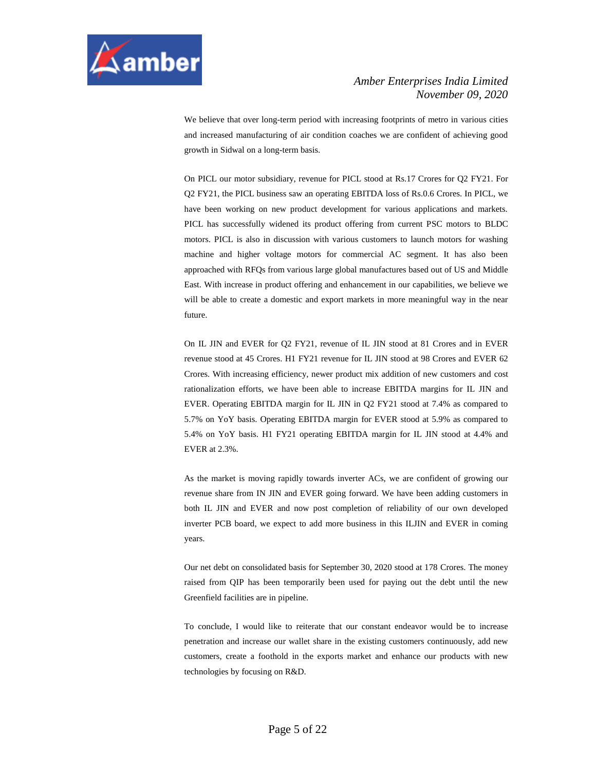We believe that over long-term period with increasing footprints of metro in various cities and increased manufacturing of air condition coaches we are confident of achieving good growth in Sidwal on a long-term basis.

On PICL our motor subsidiary, revenue for PICL stood at Rs.17 Crores for Q2 FY21. For Q2 FY21, the PICL business saw an operating EBITDA loss of Rs.0.6 Crores. In PICL, we have been working on new product development for various applications and markets. PICL has successfully widened its product offering from current PSC motors to BLDC motors. PICL is also in discussion with various customers to launch motors for washing machine and higher voltage motors for commercial AC segment. It has also been approached with RFQs from various large global manufactures based out of US and Middle East. With increase in product offering and enhancement in our capabilities, we believe we will be able to create a domestic and export markets in more meaningful way in the near future.

On IL JIN and EVER for Q2 FY21, revenue of IL JIN stood at 81 Crores and in EVER revenue stood at 45 Crores. H1 FY21 revenue for IL JIN stood at 98 Crores and EVER 62 Crores. With increasing efficiency, newer product mix addition of new customers and cost rationalization efforts, we have been able to increase EBITDA margins for IL JIN and EVER. Operating EBITDA margin for IL JIN in Q2 FY21 stood at 7.4% as compared to 5.7% on YoY basis. Operating EBITDA margin for EVER stood at 5.9% as compared to 5.4% on YoY basis. H1 FY21 operating EBITDA margin for IL JIN stood at 4.4% and EVER at 2.3%.

As the market is moving rapidly towards inverter ACs, we are confident of growing our revenue share from IN JIN and EVER going forward. We have been adding customers in both IL JIN and EVER and now post completion of reliability of our own developed inverter PCB board, we expect to add more business in this ILJIN and EVER in coming years.

Our net debt on consolidated basis for September 30, 2020 stood at 178 Crores. The money raised from QIP has been temporarily been used for paying out the debt until the new Greenfield facilities are in pipeline.

To conclude, I would like to reiterate that our constant endeavor would be to increase penetration and increase our wallet share in the existing customers continuously, add new customers, create a foothold in the exports market and enhance our products with new technologies by focusing on R&D.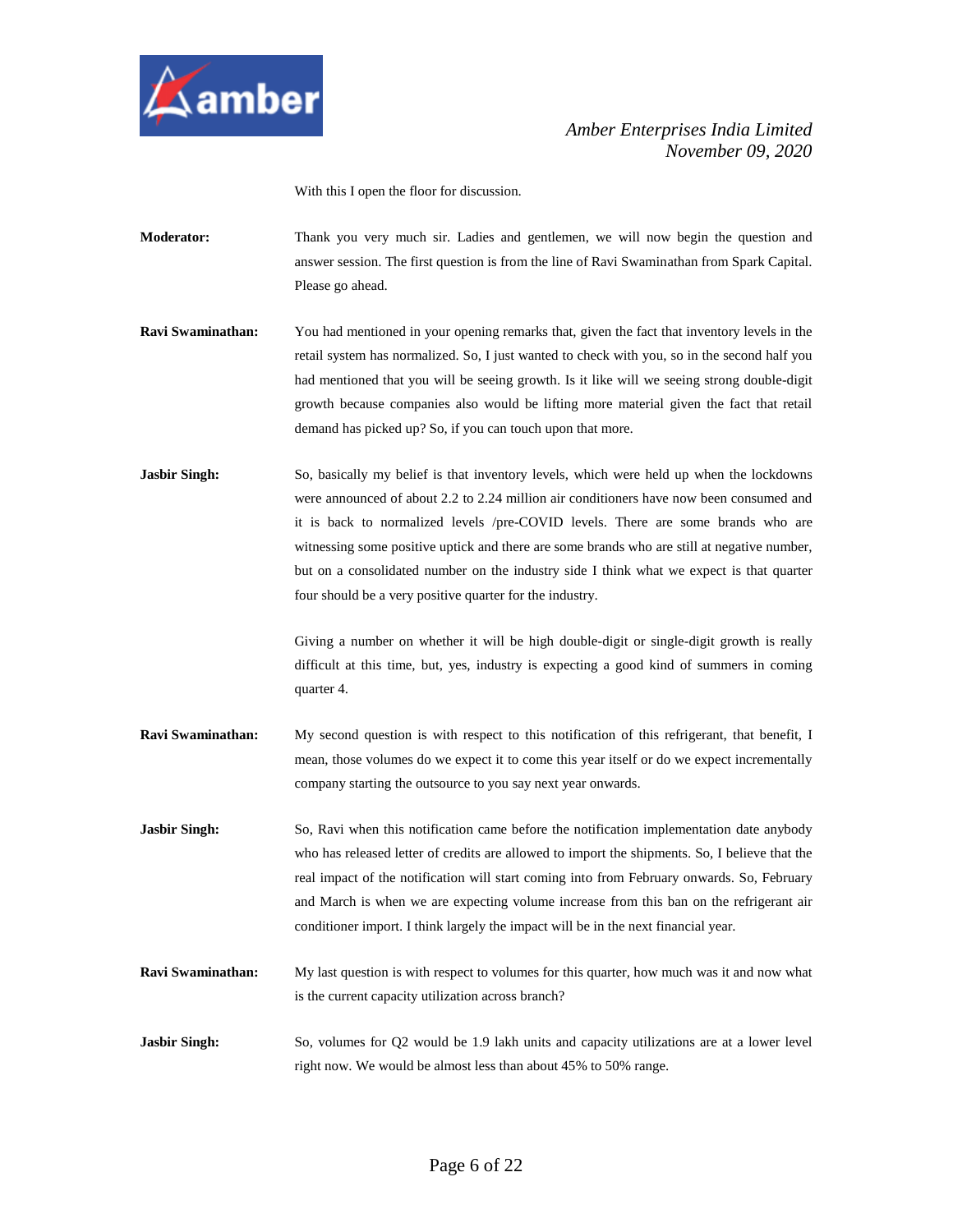With this I open the floor for discussion.

**Moderator:** Thank you very much sir. Ladies and gentlemen, we will now begin the question and answer session. The first question is from the line of Ravi Swaminathan from Spark Capital. Please go ahead.

**Ravi Swaminathan:** You had mentioned in your opening remarks that, given the fact that inventory levels in the retail system has normalized. So, I just wanted to check with you, so in the second half you had mentioned that you will be seeing growth. Is it like will we seeing strong double-digit growth because companies also would be lifting more material given the fact that retail demand has picked up? So, if you can touch upon that more.

**Jasbir Singh:** So, basically my belief is that inventory levels, which were held up when the lockdowns were announced of about 2.2 to 2.24 million air conditioners have now been consumed and it is back to normalized levels /pre-COVID levels. There are some brands who are witnessing some positive uptick and there are some brands who are still at negative number, but on a consolidated number on the industry side I think what we expect is that quarter four should be a very positive quarter for the industry.

Giving a number on whether it will be high double-digit or single-digit growth is really difficult at this time, but, yes, industry is expecting a good kind of summers in coming quarter 4.

**Ravi Swaminathan:** My second question is with respect to this notification of this refrigerant, that benefit, I mean, those volumes do we expect it to come this year itself or do we expect incrementally company starting the outsource to you say next year onwards.

**Jasbir Singh:** So, Ravi when this notification came before the notification implementation date anybody who has released letter of credits are allowed to import the shipments. So, I believe that the real impact of the notification will start coming into from February onwards. So, February and March is when we are expecting volume increase from this ban on the refrigerant air conditioner import. I think largely the impact will be in the next financial year.

**Ravi Swaminathan:** My last question is with respect to volumes for this quarter, how much was it and now what is the current capacity utilization across branch?

**Jasbir Singh:** So, volumes for Q2 would be 1.9 lakh units and capacity utilizations are at a lower level right now. We would be almost less than about 45% to 50% range.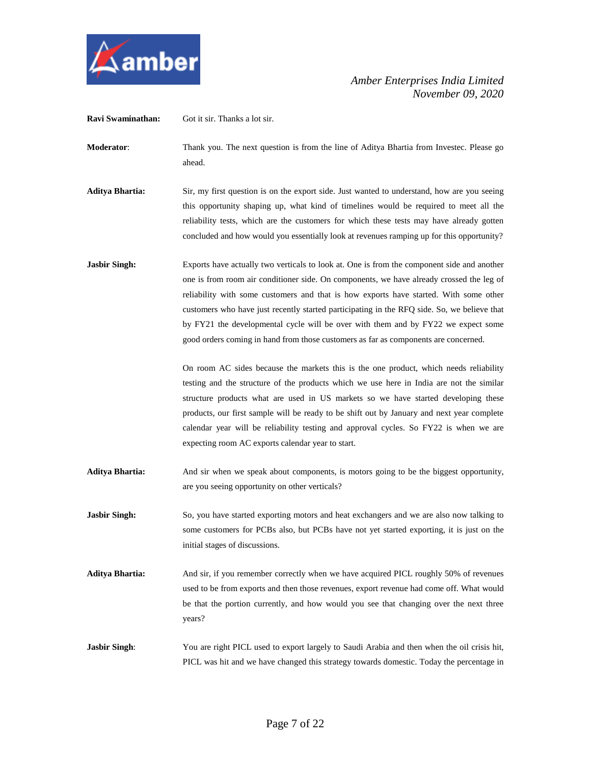**Ravi Swaminathan:** Got it sir. Thanks a lot sir.

**Moderator**: Thank you. The next question is from the line of Aditya Bhartia from Investec. Please go ahead.

**Aditya Bhartia:** Sir, my first question is on the export side. Just wanted to understand, how are you seeing this opportunity shaping up, what kind of timelines would be required to meet all the reliability tests, which are the customers for which these tests may have already gotten concluded and how would you essentially look at revenues ramping up for this opportunity?

**Jasbir Singh:** Exports have actually two verticals to look at. One is from the component side and another one is from room air conditioner side. On components, we have already crossed the leg of reliability with some customers and that is how exports have started. With some other customers who have just recently started participating in the RFQ side. So, we believe that by FY21 the developmental cycle will be over with them and by FY22 we expect some good orders coming in hand from those customers as far as components are concerned.

On room AC sides because the markets this is the one product, which needs reliability testing and the structure of the products which we use here in India are not the similar structure products what are used in US markets so we have started developing these products, our first sample will be ready to be shift out by January and next year complete calendar year will be reliability testing and approval cycles. So FY22 is when we are expecting room AC exports calendar year to start.

**Aditya Bhartia:** And sir when we speak about components, is motors going to be the biggest opportunity, are you seeing opportunity on other verticals?

**Jasbir Singh:** So, you have started exporting motors and heat exchangers and we are also now talking to some customers for PCBs also, but PCBs have not yet started exporting, it is just on the initial stages of discussions.

**Aditya Bhartia:** And sir, if you remember correctly when we have acquired PICL roughly 50% of revenues used to be from exports and then those revenues, export revenue had come off. What would be that the portion currently, and how would you see that changing over the next three years?

**Jasbir Singh**: You are right PICL used to export largely to Saudi Arabia and then when the oil crisis hit, PICL was hit and we have changed this strategy towards domestic. Today the percentage in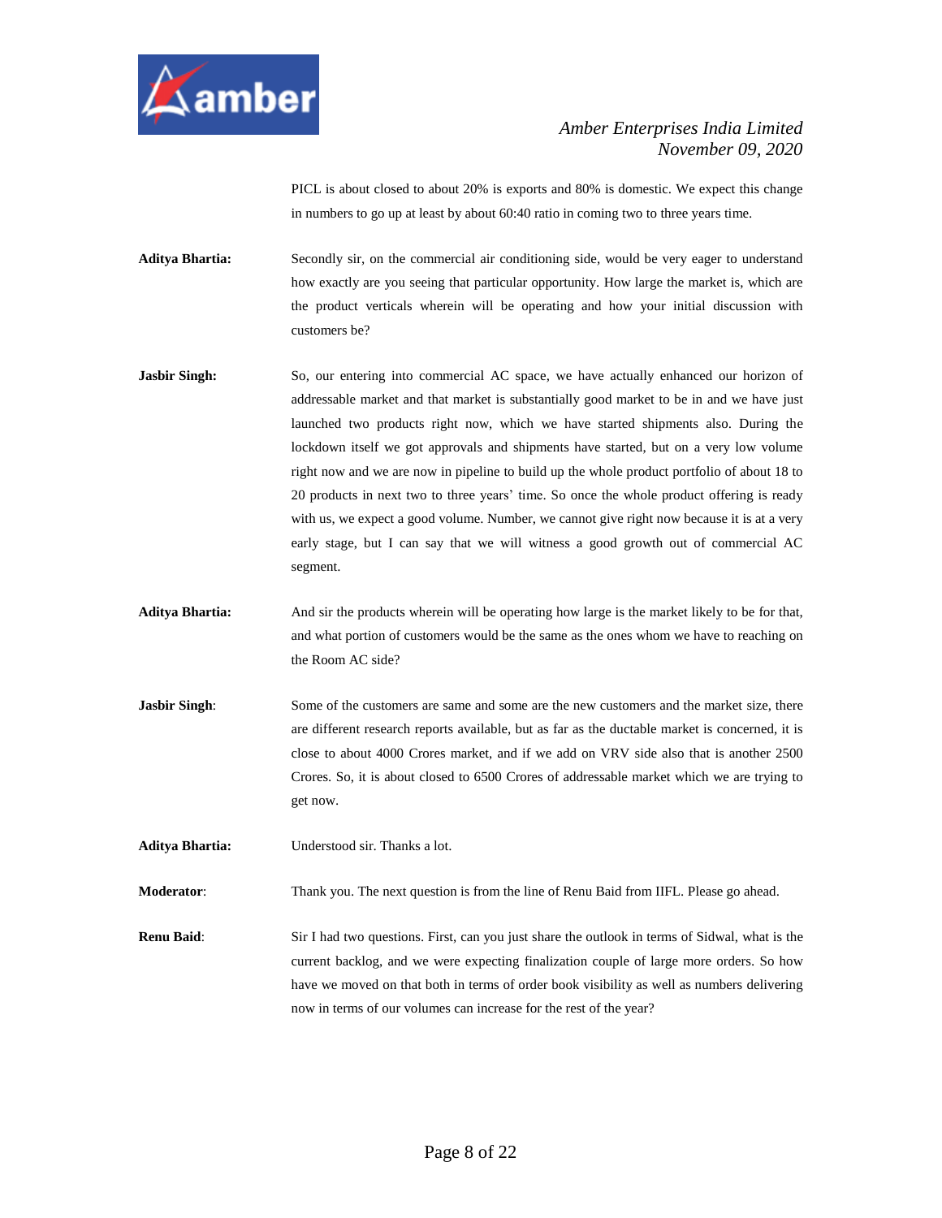PICL is about closed to about 20% is exports and 80% is domestic. We expect this change in numbers to go up at least by about 60:40 ratio in coming two to three years time.

**Aditya Bhartia:** Secondly sir, on the commercial air conditioning side, would be very eager to understand how exactly are you seeing that particular opportunity. How large the market is, which are the product verticals wherein will be operating and how your initial discussion with customers be?

**Jasbir Singh:** So, our entering into commercial AC space, we have actually enhanced our horizon of addressable market and that market is substantially good market to be in and we have just launched two products right now, which we have started shipments also. During the lockdown itself we got approvals and shipments have started, but on a very low volume right now and we are now in pipeline to build up the whole product portfolio of about 18 to 20 products in next two to three years' time. So once the whole product offering is ready with us, we expect a good volume. Number, we cannot give right now because it is at a very early stage, but I can say that we will witness a good growth out of commercial AC segment.

**Aditya Bhartia:** And sir the products wherein will be operating how large is the market likely to be for that, and what portion of customers would be the same as the ones whom we have to reaching on the Room AC side?

**Jasbir Singh**: Some of the customers are same and some are the new customers and the market size, there are different research reports available, but as far as the ductable market is concerned, it is close to about 4000 Crores market, and if we add on VRV side also that is another 2500 Crores. So, it is about closed to 6500 Crores of addressable market which we are trying to get now.

**Aditya Bhartia:** Understood sir. Thanks a lot.

**Moderator**: Thank you. The next question is from the line of Renu Baid from IIFL. Please go ahead.

**Renu Baid**: Sir I had two questions. First, can you just share the outlook in terms of Sidwal, what is the current backlog, and we were expecting finalization couple of large more orders. So how have we moved on that both in terms of order book visibility as well as numbers delivering now in terms of our volumes can increase for the rest of the year?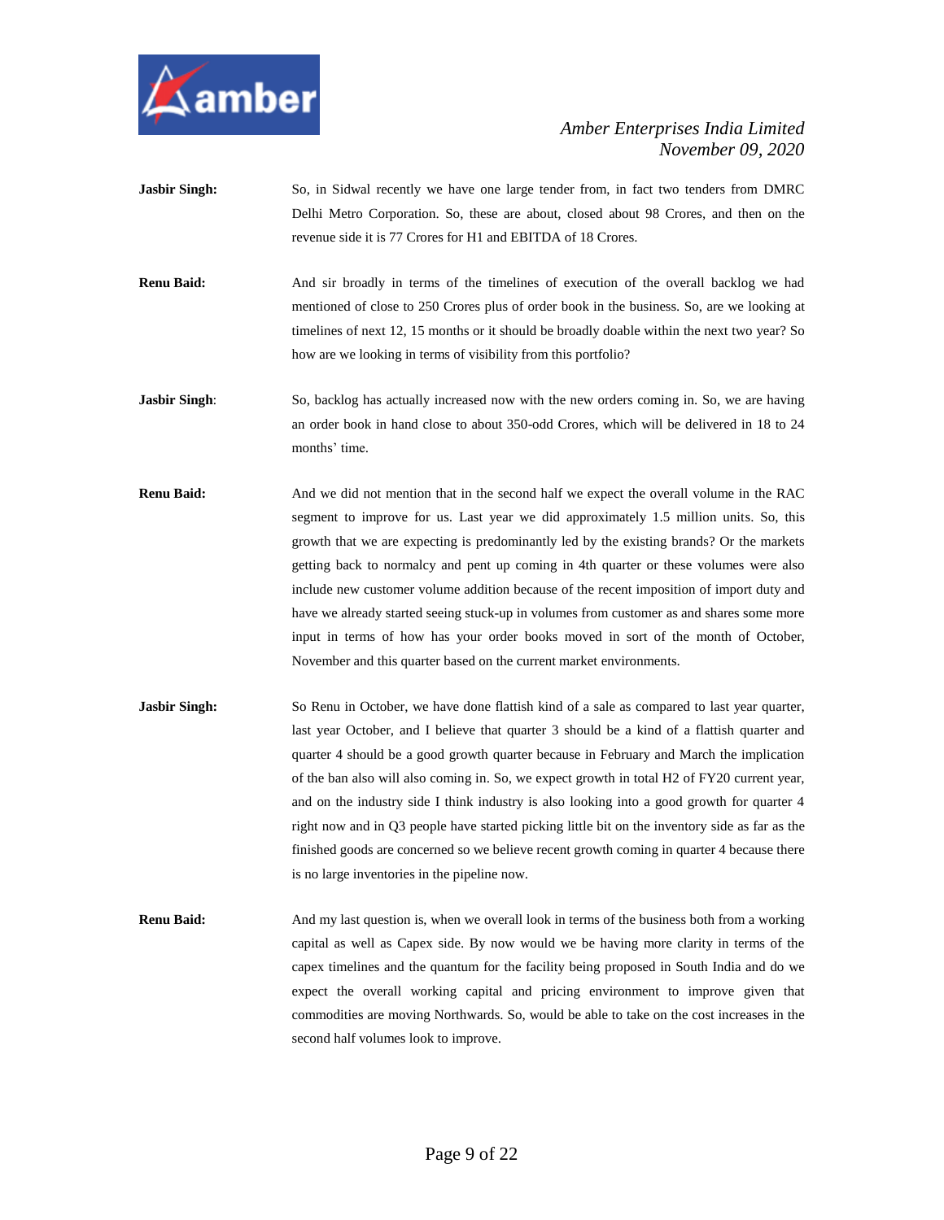**Jasbir Singh:** So, in Sidwal recently we have one large tender from, in fact two tenders from DMRC Delhi Metro Corporation. So, these are about, closed about 98 Crores, and then on the revenue side it is 77 Crores for H1 and EBITDA of 18 Crores.

**Renu Baid:** And sir broadly in terms of the timelines of execution of the overall backlog we had mentioned of close to 250 Crores plus of order book in the business. So, are we looking at timelines of next 12, 15 months or it should be broadly doable within the next two year? So how are we looking in terms of visibility from this portfolio?

**Jasbir Singh**: So, backlog has actually increased now with the new orders coming in. So, we are having an order book in hand close to about 350-odd Crores, which will be delivered in 18 to 24 months' time.

**Renu Baid:** And we did not mention that in the second half we expect the overall volume in the RAC segment to improve for us. Last year we did approximately 1.5 million units. So, this growth that we are expecting is predominantly led by the existing brands? Or the markets getting back to normalcy and pent up coming in 4th quarter or these volumes were also include new customer volume addition because of the recent imposition of import duty and have we already started seeing stuck-up in volumes from customer as and shares some more input in terms of how has your order books moved in sort of the month of October, November and this quarter based on the current market environments.

**Jasbir Singh:** So Renu in October, we have done flattish kind of a sale as compared to last year quarter, last year October, and I believe that quarter 3 should be a kind of a flattish quarter and quarter 4 should be a good growth quarter because in February and March the implication of the ban also will also coming in. So, we expect growth in total H2 of FY20 current year, and on the industry side I think industry is also looking into a good growth for quarter 4 right now and in Q3 people have started picking little bit on the inventory side as far as the finished goods are concerned so we believe recent growth coming in quarter 4 because there is no large inventories in the pipeline now.

**Renu Baid:** And my last question is, when we overall look in terms of the business both from a working capital as well as Capex side. By now would we be having more clarity in terms of the capex timelines and the quantum for the facility being proposed in South India and do we expect the overall working capital and pricing environment to improve given that commodities are moving Northwards. So, would be able to take on the cost increases in the second half volumes look to improve.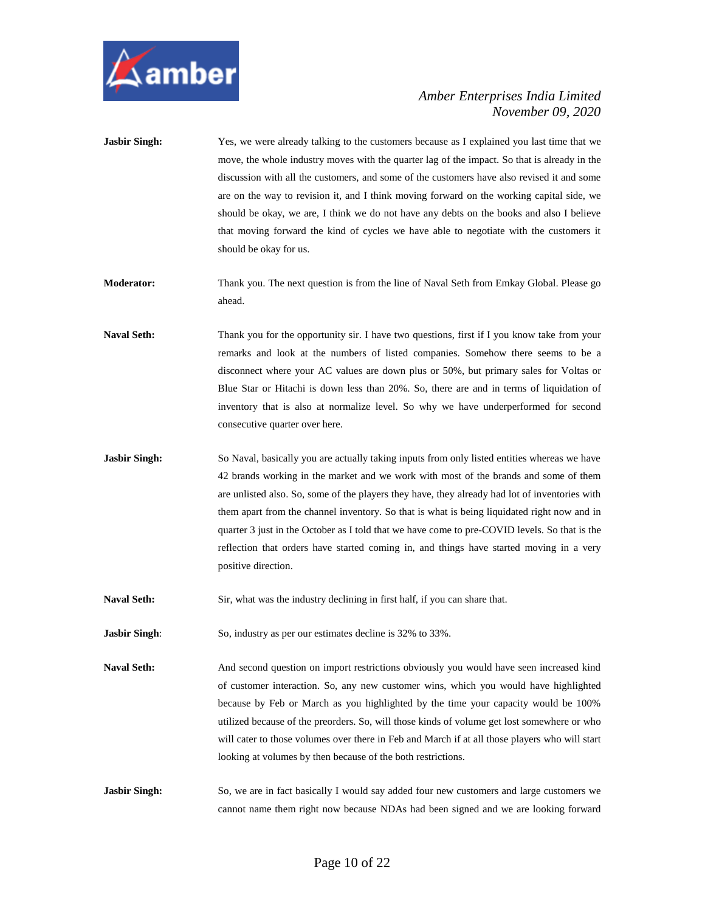**Jasbir Singh:** Yes, we were already talking to the customers because as I explained you last time that we move, the whole industry moves with the quarter lag of the impact. So that is already in the discussion with all the customers, and some of the customers have also revised it and some are on the way to revision it, and I think moving forward on the working capital side, we should be okay, we are, I think we do not have any debts on the books and also I believe that moving forward the kind of cycles we have able to negotiate with the customers it should be okay for us.

**Moderator:** Thank you. The next question is from the line of Naval Seth from Emkay Global. Please go ahead.

**Naval Seth:** Thank you for the opportunity sir. I have two questions, first if I you know take from your remarks and look at the numbers of listed companies. Somehow there seems to be a disconnect where your AC values are down plus or 50%, but primary sales for Voltas or Blue Star or Hitachi is down less than 20%. So, there are and in terms of liquidation of inventory that is also at normalize level. So why we have underperformed for second consecutive quarter over here.

**Jasbir Singh:** So Naval, basically you are actually taking inputs from only listed entities whereas we have 42 brands working in the market and we work with most of the brands and some of them are unlisted also. So, some of the players they have, they already had lot of inventories with them apart from the channel inventory. So that is what is being liquidated right now and in quarter 3 just in the October as I told that we have come to pre-COVID levels. So that is the reflection that orders have started coming in, and things have started moving in a very positive direction.

**Naval Seth:** Sir, what was the industry declining in first half, if you can share that.

**Jasbir Singh**: So, industry as per our estimates decline is 32% to 33%.

**Naval Seth:** And second question on import restrictions obviously you would have seen increased kind of customer interaction. So, any new customer wins, which you would have highlighted because by Feb or March as you highlighted by the time your capacity would be 100% utilized because of the preorders. So, will those kinds of volume get lost somewhere or who will cater to those volumes over there in Feb and March if at all those players who will start looking at volumes by then because of the both restrictions.

**Jasbir Singh:** So, we are in fact basically I would say added four new customers and large customers we cannot name them right now because NDAs had been signed and we are looking forward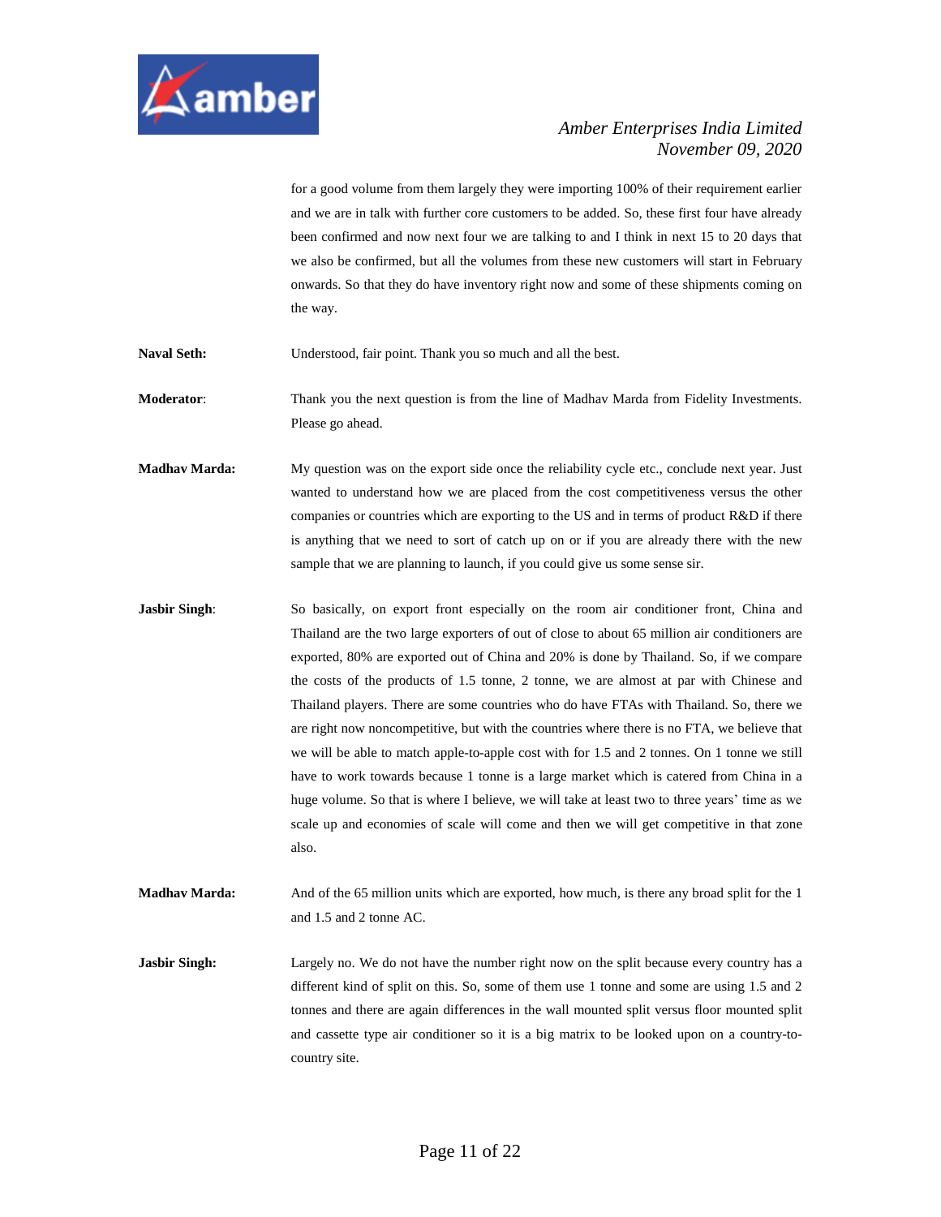for a good volume from them largely they were importing 100% of their requirement earlier and we are in talk with further core customers to be added. So, these first four have already been confirmed and now next four we are talking to and I think in next 15 to 20 days that we also be confirmed, but all the volumes from these new customers will start in February onwards. So that they do have inventory right now and some of these shipments coming on the way.

**Naval Seth:** Understood, fair point. Thank you so much and all the best.

**Moderator**: Thank you the next question is from the line of Madhav Marda from Fidelity Investments. Please go ahead.

**Madhav Marda:** My question was on the export side once the reliability cycle etc., conclude next year. Just wanted to understand how we are placed from the cost competitiveness versus the other companies or countries which are exporting to the US and in terms of product R&D if there is anything that we need to sort of catch up on or if you are already there with the new sample that we are planning to launch, if you could give us some sense sir.

**Jasbir Singh**: So basically, on export front especially on the room air conditioner front, China and Thailand are the two large exporters of out of close to about 65 million air conditioners are exported, 80% are exported out of China and 20% is done by Thailand. So, if we compare the costs of the products of 1.5 tonne, 2 tonne, we are almost at par with Chinese and Thailand players. There are some countries who do have FTAs with Thailand. So, there we are right now noncompetitive, but with the countries where there is no FTA, we believe that we will be able to match apple-to-apple cost with for 1.5 and 2 tonnes. On 1 tonne we still have to work towards because 1 tonne is a large market which is catered from China in a huge volume. So that is where I believe, we will take at least two to three years' time as we scale up and economies of scale will come and then we will get competitive in that zone also.

**Madhav Marda:** And of the 65 million units which are exported, how much, is there any broad split for the 1 and 1.5 and 2 tonne AC.

**Jasbir Singh:** Largely no. We do not have the number right now on the split because every country has a different kind of split on this. So, some of them use 1 tonne and some are using 1.5 and 2 tonnes and there are again differences in the wall mounted split versus floor mounted split and cassette type air conditioner so it is a big matrix to be looked upon on a country-to-country site.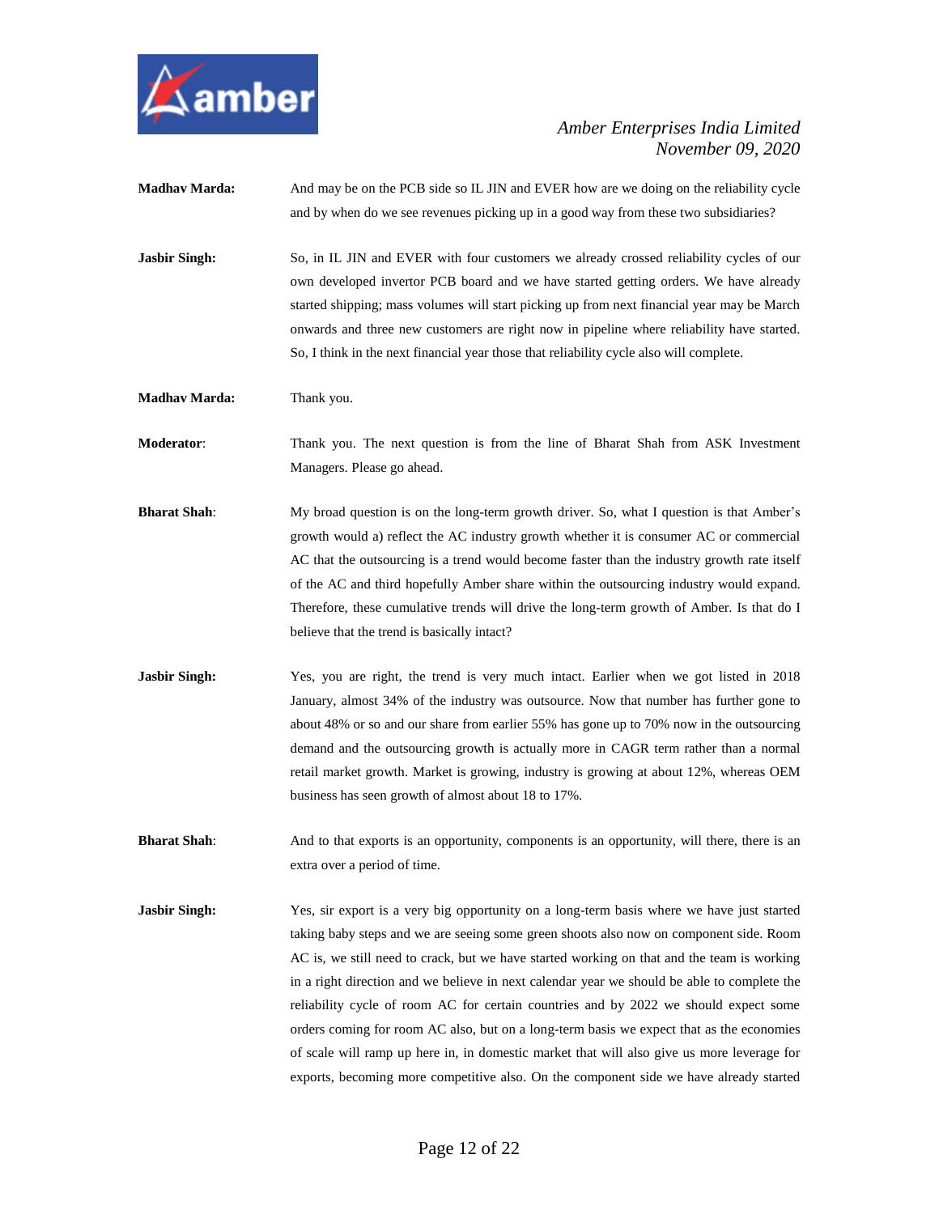**Madhav Marda:** And may be on the PCB side so IL JIN and EVER how are we doing on the reliability cycle and by when do we see revenues picking up in a good way from these two subsidiaries?

**Jasbir Singh:** So, in IL JIN and EVER with four customers we already crossed reliability cycles of our own developed invertor PCB board and we have started getting orders. We have already started shipping; mass volumes will start picking up from next financial year may be March onwards and three new customers are right now in pipeline where reliability have started. So, I think in the next financial year those that reliability cycle also will complete.

**Madhav Marda:** Thank you.

**Moderator**: Thank you. The next question is from the line of Bharat Shah from ASK Investment Managers. Please go ahead.

**Bharat Shah**: My broad question is on the long-term growth driver. So, what I question is that Amber's growth would a) reflect the AC industry growth whether it is consumer AC or commercial AC that the outsourcing is a trend would become faster than the industry growth rate itself of the AC and third hopefully Amber share within the outsourcing industry would expand. Therefore, these cumulative trends will drive the long-term growth of Amber. Is that do I believe that the trend is basically intact?

**Jasbir Singh:** Yes, you are right, the trend is very much intact. Earlier when we got listed in 2018 January, almost 34% of the industry was outsource. Now that number has further gone to about 48% or so and our share from earlier 55% has gone up to 70% now in the outsourcing demand and the outsourcing growth is actually more in CAGR term rather than a normal retail market growth. Market is growing, industry is growing at about 12%, whereas OEM business has seen growth of almost about 18 to 17%.

**Bharat Shah**: And to that exports is an opportunity, components is an opportunity, will there, there is an extra over a period of time.

**Jasbir Singh:** Yes, sir export is a very big opportunity on a long-term basis where we have just started taking baby steps and we are seeing some green shoots also now on component side. Room AC is, we still need to crack, but we have started working on that and the team is working in a right direction and we believe in next calendar year we should be able to complete the reliability cycle of room AC for certain countries and by 2022 we should expect some orders coming for room AC also, but on a long-term basis we expect that as the economies of scale will ramp up here in, in domestic market that will also give us more leverage for exports, becoming more competitive also. On the component side we have already started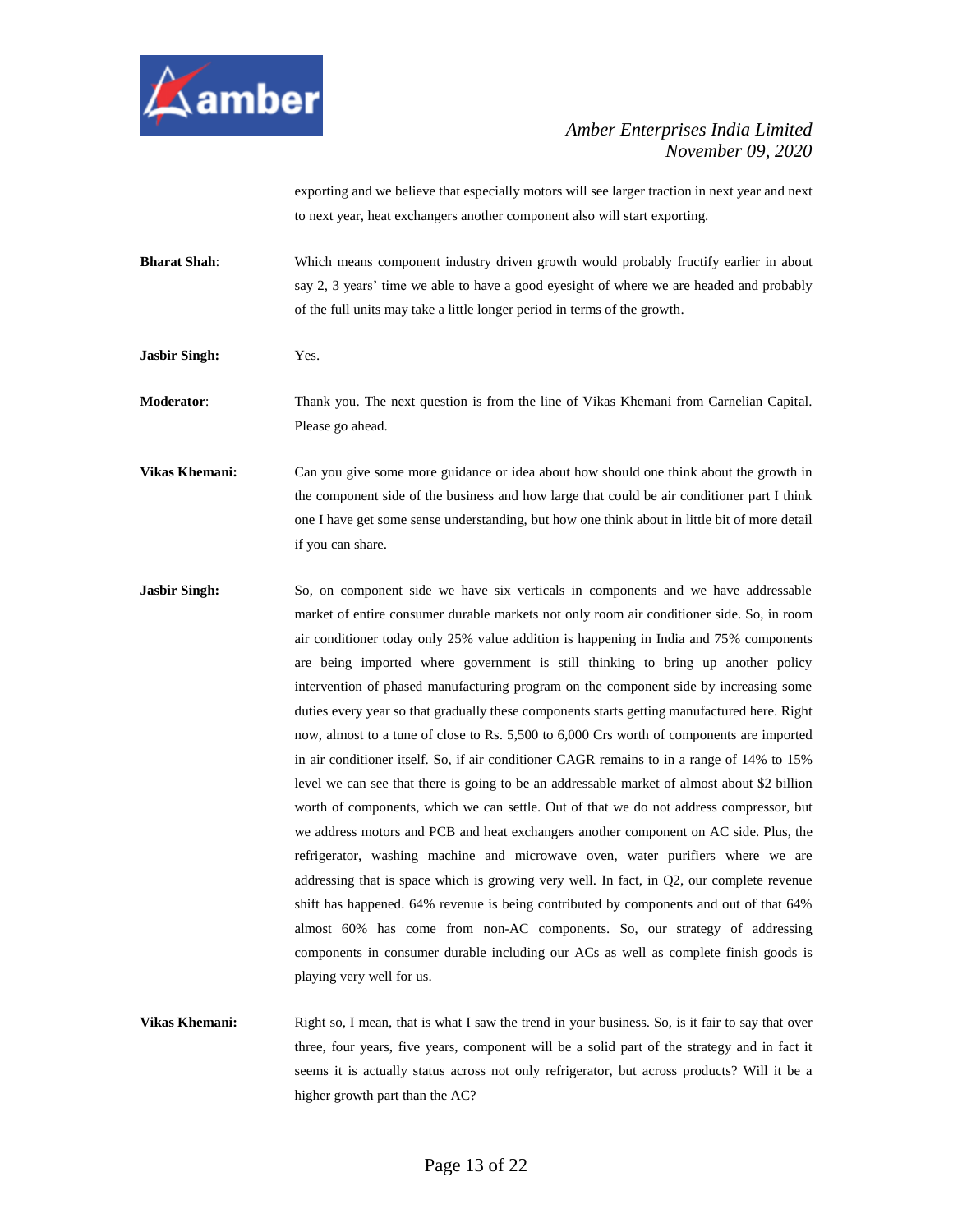exporting and we believe that especially motors will see larger traction in next year and next to next year, heat exchangers another component also will start exporting.

**Bharat Shah**: Which means component industry driven growth would probably fructify earlier in about say 2, 3 years' time we able to have a good eyesight of where we are headed and probably of the full units may take a little longer period in terms of the growth.

**Jasbir Singh:** Yes.

**Moderator**: Thank you. The next question is from the line of Vikas Khemani from Carnelian Capital. Please go ahead.

**Vikas Khemani:** Can you give some more guidance or idea about how should one think about the growth in the component side of the business and how large that could be air conditioner part I think one I have get some sense understanding, but how one think about in little bit of more detail if you can share.

**Jasbir Singh:** So, on component side we have six verticals in components and we have addressable market of entire consumer durable markets not only room air conditioner side. So, in room air conditioner today only 25% value addition is happening in India and 75% components are being imported where government is still thinking to bring up another policy intervention of phased manufacturing program on the component side by increasing some duties every year so that gradually these components starts getting manufactured here. Right now, almost to a tune of close to Rs. 5,500 to 6,000 Crs worth of components are imported in air conditioner itself. So, if air conditioner CAGR remains to in a range of 14% to 15% level we can see that there is going to be an addressable market of almost about $2 billion worth of components, which we can settle. Out of that we do not address compressor, but we address motors and PCB and heat exchangers another component on AC side. Plus, the refrigerator, washing machine and microwave oven, water purifiers where we are addressing that is space which is growing very well. In fact, in Q2, our complete revenue shift has happened. 64% revenue is being contributed by components and out of that 64% almost 60% has come from non-AC components. So, our strategy of addressing components in consumer durable including our ACs as well as complete finish goods is playing very well for us.

**Vikas Khemani:** Right so, I mean, that is what I saw the trend in your business. So, is it fair to say that over three, four years, five years, component will be a solid part of the strategy and in fact it seems it is actually status across not only refrigerator, but across products? Will it be a higher growth part than the AC?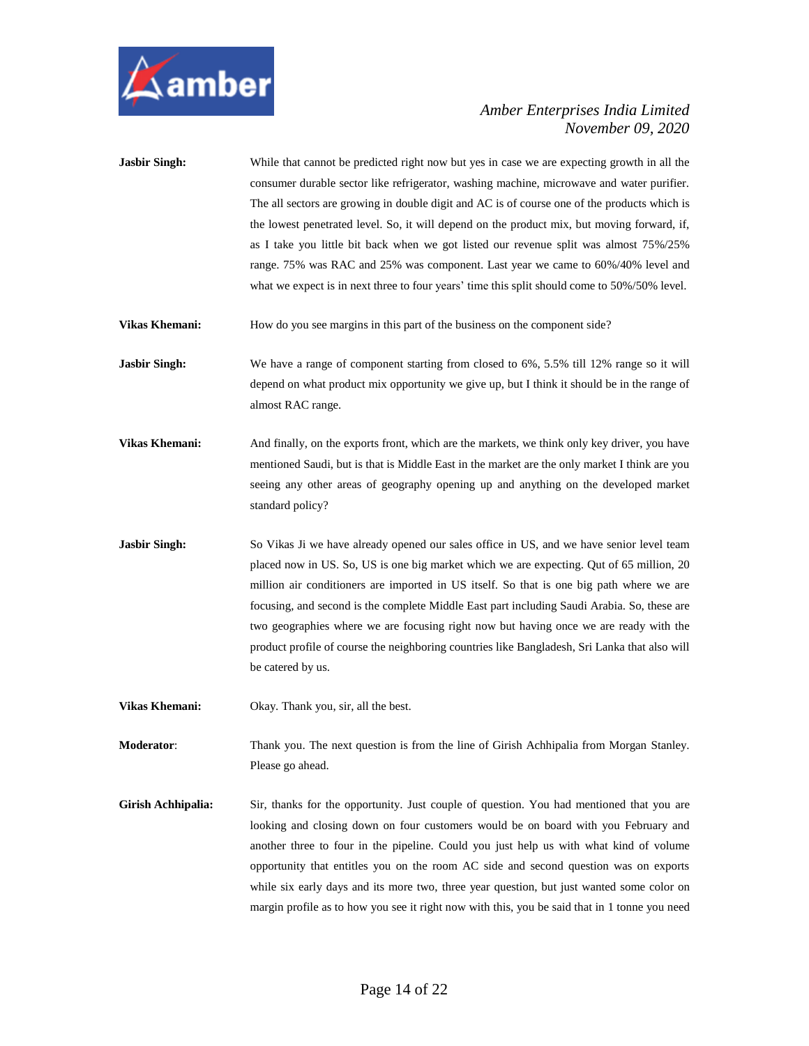**Jasbir Singh:** While that cannot be predicted right now but yes in case we are expecting growth in all the consumer durable sector like refrigerator, washing machine, microwave and water purifier. The all sectors are growing in double digit and AC is of course one of the products which is the lowest penetrated level. So, it will depend on the product mix, but moving forward, if, as I take you little bit back when we got listed our revenue split was almost 75%/25% range. 75% was RAC and 25% was component. Last year we came to 60%/40% level and what we expect is in next three to four years' time this split should come to 50%/50% level.

**Vikas Khemani:** How do you see margins in this part of the business on the component side?

**Jasbir Singh:** We have a range of component starting from closed to 6%, 5.5% till 12% range so it will depend on what product mix opportunity we give up, but I think it should be in the range of almost RAC range.

**Vikas Khemani:** And finally, on the exports front, which are the markets, we think only key driver, you have mentioned Saudi, but is that is Middle East in the market are the only market I think are you seeing any other areas of geography opening up and anything on the developed market standard policy?

**Jasbir Singh:** So Vikas Ji we have already opened our sales office in US, and we have senior level team placed now in US. So, US is one big market which we are expecting. Qut of 65 million, 20 million air conditioners are imported in US itself. So that is one big path where we are focusing, and second is the complete Middle East part including Saudi Arabia. So, these are two geographies where we are focusing right now but having once we are ready with the product profile of course the neighboring countries like Bangladesh, Sri Lanka that also will be catered by us.

**Vikas Khemani:** Okay. Thank you, sir, all the best.

**Moderator**: Thank you. The next question is from the line of Girish Achhipalia from Morgan Stanley. Please go ahead.

**Girish Achhipalia:** Sir, thanks for the opportunity. Just couple of question. You had mentioned that you are looking and closing down on four customers would be on board with you February and another three to four in the pipeline. Could you just help us with what kind of volume opportunity that entitles you on the room AC side and second question was on exports while six early days and its more two, three year question, but just wanted some color on margin profile as to how you see it right now with this, you be said that in 1 tonne you need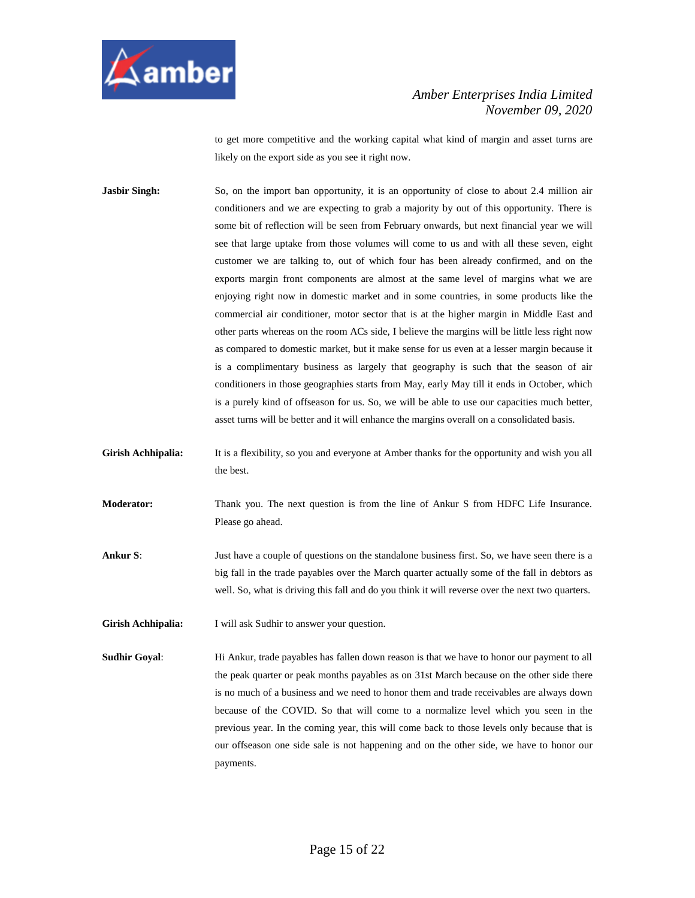to get more competitive and the working capital what kind of margin and asset turns are likely on the export side as you see it right now.

**Jasbir Singh:** So, on the import ban opportunity, it is an opportunity of close to about 2.4 million air conditioners and we are expecting to grab a majority by out of this opportunity. There is some bit of reflection will be seen from February onwards, but next financial year we will see that large uptake from those volumes will come to us and with all these seven, eight customer we are talking to, out of which four has been already confirmed, and on the exports margin front components are almost at the same level of margins what we are enjoying right now in domestic market and in some countries, in some products like the commercial air conditioner, motor sector that is at the higher margin in Middle East and other parts whereas on the room ACs side, I believe the margins will be little less right now as compared to domestic market, but it make sense for us even at a lesser margin because it is a complimentary business as largely that geography is such that the season of air conditioners in those geographies starts from May, early May till it ends in October, which is a purely kind of offseason for us. So, we will be able to use our capacities much better, asset turns will be better and it will enhance the margins overall on a consolidated basis.

**Girish Achhipalia:** It is a flexibility, so you and everyone at Amber thanks for the opportunity and wish you all the best.

**Moderator:** Thank you. The next question is from the line of Ankur S from HDFC Life Insurance. Please go ahead.

**Ankur S**: Just have a couple of questions on the standalone business first. So, we have seen there is a big fall in the trade payables over the March quarter actually some of the fall in debtors as well. So, what is driving this fall and do you think it will reverse over the next two quarters.

**Girish Achhipalia:** I will ask Sudhir to answer your question.

**Sudhir Goyal**: Hi Ankur, trade payables has fallen down reason is that we have to honor our payment to all the peak quarter or peak months payables as on 31st March because on the other side there is no much of a business and we need to honor them and trade receivables are always down because of the COVID. So that will come to a normalize level which you seen in the previous year. In the coming year, this will come back to those levels only because that is our offseason one side sale is not happening and on the other side, we have to honor our payments.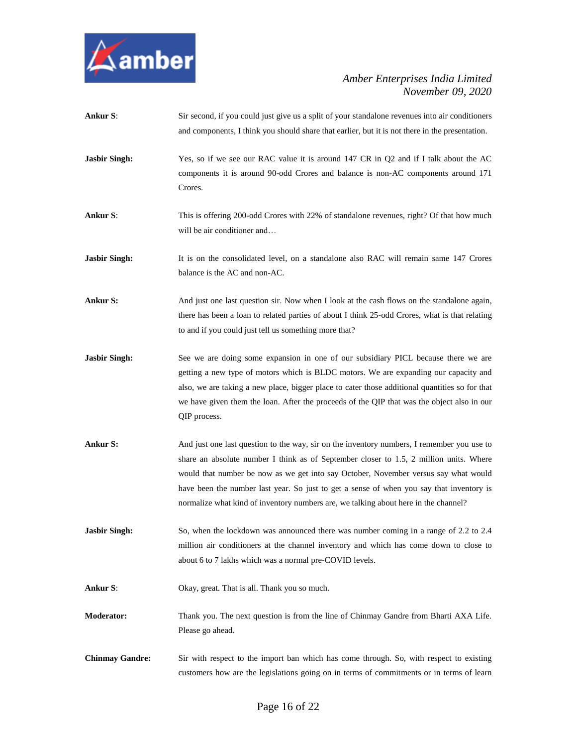**Ankur S**: Sir second, if you could just give us a split of your standalone revenues into air conditioners and components, I think you should share that earlier, but it is not there in the presentation.

**Jasbir Singh:** Yes, so if we see our RAC value it is around 147 CR in Q2 and if I talk about the AC components it is around 90-odd Crores and balance is non-AC components around 171 Crores.

**Ankur S**: This is offering 200-odd Crores with 22% of standalone revenues, right? Of that how much will be air conditioner and…

**Jasbir Singh:** It is on the consolidated level, on a standalone also RAC will remain same 147 Crores balance is the AC and non-AC.

**Ankur S:** And just one last question sir. Now when I look at the cash flows on the standalone again, there has been a loan to related parties of about I think 25-odd Crores, what is that relating to and if you could just tell us something more that?

**Jasbir Singh:** See we are doing some expansion in one of our subsidiary PICL because there we are getting a new type of motors which is BLDC motors. We are expanding our capacity and also, we are taking a new place, bigger place to cater those additional quantities so for that we have given them the loan. After the proceeds of the QIP that was the object also in our QIP process.

**Ankur S:** And just one last question to the way, sir on the inventory numbers, I remember you use to share an absolute number I think as of September closer to 1.5, 2 million units. Where would that number be now as we get into say October, November versus say what would have been the number last year. So just to get a sense of when you say that inventory is normalize what kind of inventory numbers are, we talking about here in the channel?

**Jasbir Singh:** So, when the lockdown was announced there was number coming in a range of 2.2 to 2.4 million air conditioners at the channel inventory and which has come down to close to about 6 to 7 lakhs which was a normal pre-COVID levels.

**Ankur S**: Okay, great. That is all. Thank you so much.

**Moderator:** Thank you. The next question is from the line of Chinmay Gandre from Bharti AXA Life. Please go ahead.

**Chinmay Gandre:** Sir with respect to the import ban which has come through. So, with respect to existing customers how are the legislations going on in terms of commitments or in terms of learn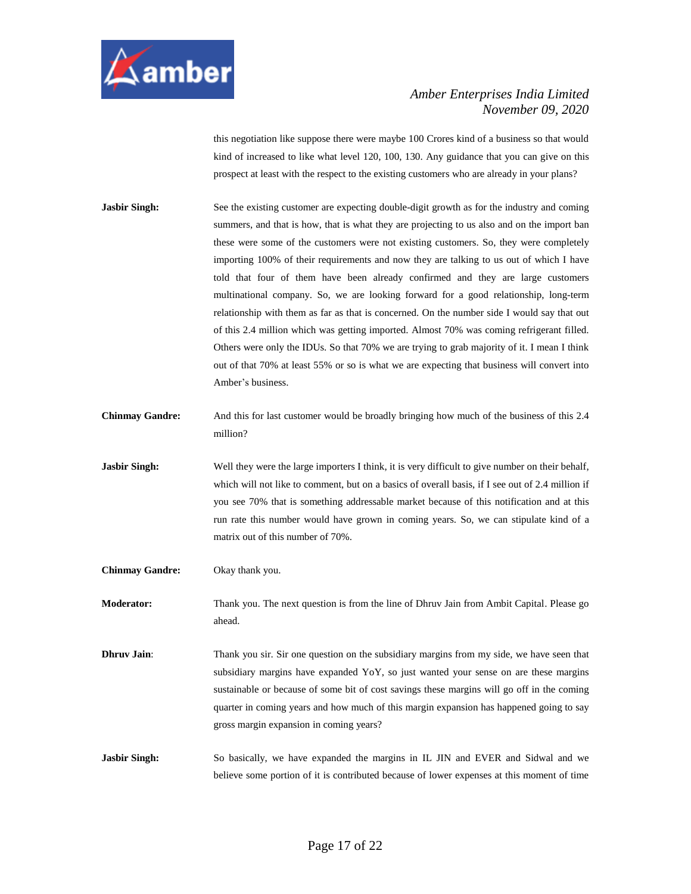this negotiation like suppose there were maybe 100 Crores kind of a business so that would kind of increased to like what level 120, 100, 130. Any guidance that you can give on this prospect at least with the respect to the existing customers who are already in your plans?

**Jasbir Singh:** See the existing customer are expecting double-digit growth as for the industry and coming summers, and that is how, that is what they are projecting to us also and on the import ban these were some of the customers were not existing customers. So, they were completely importing 100% of their requirements and now they are talking to us out of which I have told that four of them have been already confirmed and they are large customers multinational company. So, we are looking forward for a good relationship, long-term relationship with them as far as that is concerned. On the number side I would say that out of this 2.4 million which was getting imported. Almost 70% was coming refrigerant filled. Others were only the IDUs. So that 70% we are trying to grab majority of it. I mean I think out of that 70% at least 55% or so is what we are expecting that business will convert into Amber's business.

**Chinmay Gandre:** And this for last customer would be broadly bringing how much of the business of this 2.4 million?

**Jasbir Singh:** Well they were the large importers I think, it is very difficult to give number on their behalf, which will not like to comment, but on a basics of overall basis, if I see out of 2.4 million if you see 70% that is something addressable market because of this notification and at this run rate this number would have grown in coming years. So, we can stipulate kind of a matrix out of this number of 70%.

**Chinmay Gandre:** Okay thank you.

**Moderator:** Thank you. The next question is from the line of Dhruv Jain from Ambit Capital. Please go ahead.

**Dhruv Jain**: Thank you sir. Sir one question on the subsidiary margins from my side, we have seen that subsidiary margins have expanded YoY, so just wanted your sense on are these margins sustainable or because of some bit of cost savings these margins will go off in the coming quarter in coming years and how much of this margin expansion has happened going to say gross margin expansion in coming years?

**Jasbir Singh:** So basically, we have expanded the margins in IL JIN and EVER and Sidwal and we believe some portion of it is contributed because of lower expenses at this moment of time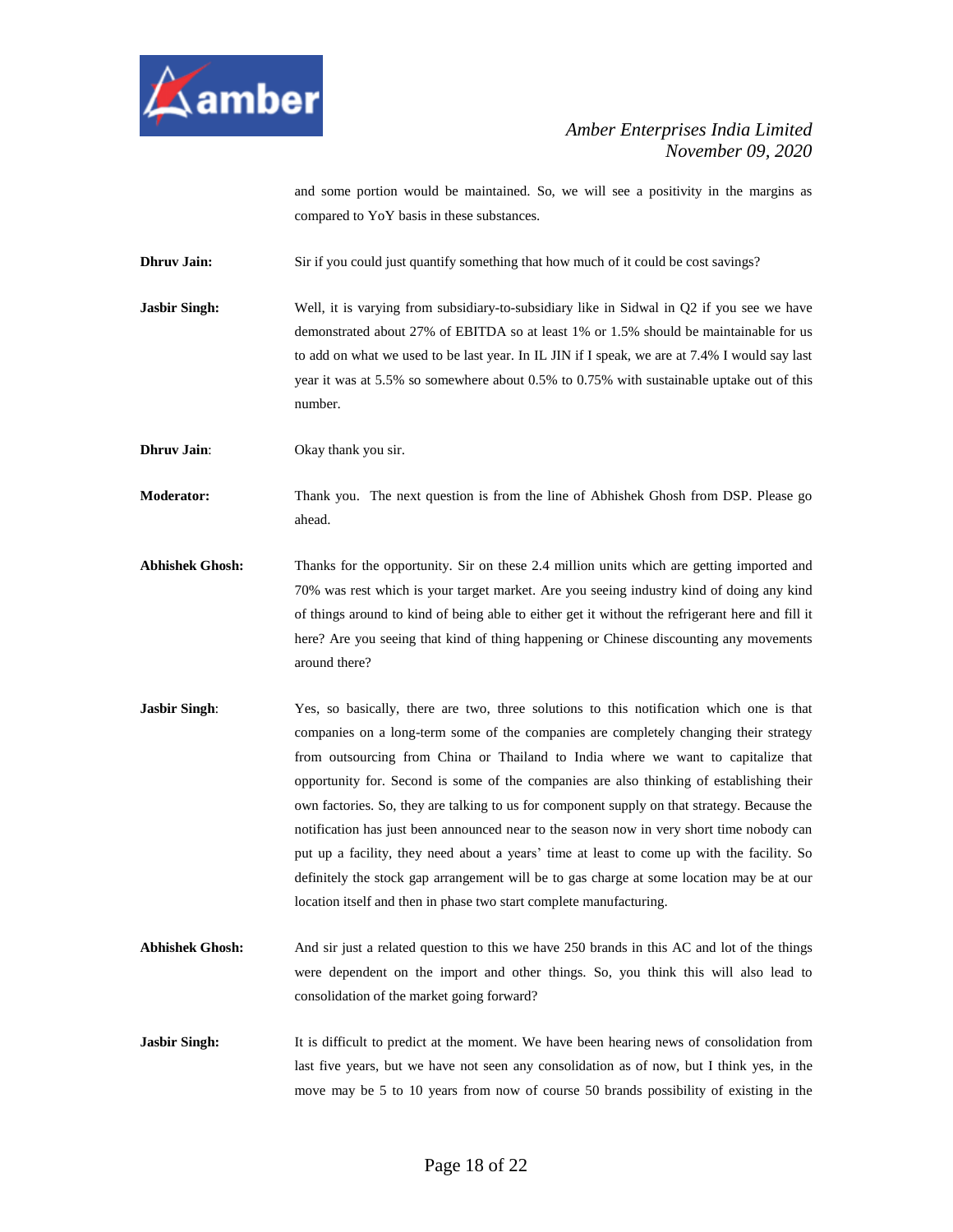and some portion would be maintained. So, we will see a positivity in the margins as compared to YoY basis in these substances.

**Dhruv Jain:** Sir if you could just quantify something that how much of it could be cost savings?

**Jasbir Singh:** Well, it is varying from subsidiary-to-subsidiary like in Sidwal in Q2 if you see we have demonstrated about 27% of EBITDA so at least 1% or 1.5% should be maintainable for us to add on what we used to be last year. In IL JIN if I speak, we are at 7.4% I would say last year it was at 5.5% so somewhere about 0.5% to 0.75% with sustainable uptake out of this number.

**Dhruv Jain**: Okay thank you sir.

**Moderator:** Thank you. The next question is from the line of Abhishek Ghosh from DSP. Please go ahead.

**Abhishek Ghosh:** Thanks for the opportunity. Sir on these 2.4 million units which are getting imported and 70% was rest which is your target market. Are you seeing industry kind of doing any kind of things around to kind of being able to either get it without the refrigerant here and fill it here? Are you seeing that kind of thing happening or Chinese discounting any movements around there?

**Jasbir Singh**: Yes, so basically, there are two, three solutions to this notification which one is that companies on a long-term some of the companies are completely changing their strategy from outsourcing from China or Thailand to India where we want to capitalize that opportunity for. Second is some of the companies are also thinking of establishing their own factories. So, they are talking to us for component supply on that strategy. Because the notification has just been announced near to the season now in very short time nobody can put up a facility, they need about a years' time at least to come up with the facility. So definitely the stock gap arrangement will be to gas charge at some location may be at our location itself and then in phase two start complete manufacturing.

**Abhishek Ghosh:** And sir just a related question to this we have 250 brands in this AC and lot of the things were dependent on the import and other things. So, you think this will also lead to consolidation of the market going forward?

**Jasbir Singh:** It is difficult to predict at the moment. We have been hearing news of consolidation from last five years, but we have not seen any consolidation as of now, but I think yes, in the move may be 5 to 10 years from now of course 50 brands possibility of existing in the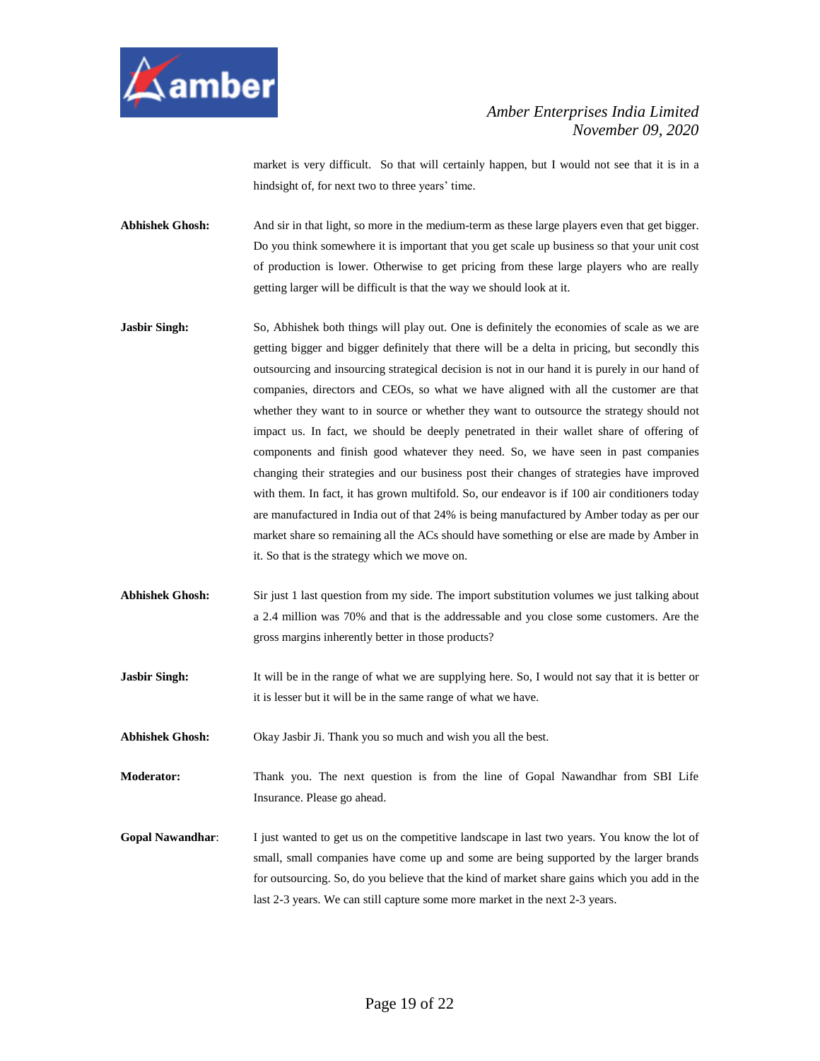market is very difficult. So that will certainly happen, but I would not see that it is in a hindsight of, for next two to three years' time.

**Abhishek Ghosh:** And sir in that light, so more in the medium-term as these large players even that get bigger. Do you think somewhere it is important that you get scale up business so that your unit cost of production is lower. Otherwise to get pricing from these large players who are really getting larger will be difficult is that the way we should look at it.

**Jasbir Singh:** So, Abhishek both things will play out. One is definitely the economies of scale as we are getting bigger and bigger definitely that there will be a delta in pricing, but secondly this outsourcing and insourcing strategical decision is not in our hand it is purely in our hand of companies, directors and CEOs, so what we have aligned with all the customer are that whether they want to in source or whether they want to outsource the strategy should not impact us. In fact, we should be deeply penetrated in their wallet share of offering of components and finish good whatever they need. So, we have seen in past companies changing their strategies and our business post their changes of strategies have improved with them. In fact, it has grown multifold. So, our endeavor is if 100 air conditioners today are manufactured in India out of that 24% is being manufactured by Amber today as per our market share so remaining all the ACs should have something or else are made by Amber in it. So that is the strategy which we move on.

**Abhishek Ghosh:** Sir just 1 last question from my side. The import substitution volumes we just talking about a 2.4 million was 70% and that is the addressable and you close some customers. Are the gross margins inherently better in those products?

**Jasbir Singh:** It will be in the range of what we are supplying here. So, I would not say that it is better or it is lesser but it will be in the same range of what we have.

**Abhishek Ghosh:** Okay Jasbir Ji. Thank you so much and wish you all the best.

**Moderator:** Thank you. The next question is from the line of Gopal Nawandhar from SBI Life Insurance. Please go ahead.

**Gopal Nawandhar**: I just wanted to get us on the competitive landscape in last two years. You know the lot of small, small companies have come up and some are being supported by the larger brands for outsourcing. So, do you believe that the kind of market share gains which you add in the last 2-3 years. We can still capture some more market in the next 2-3 years.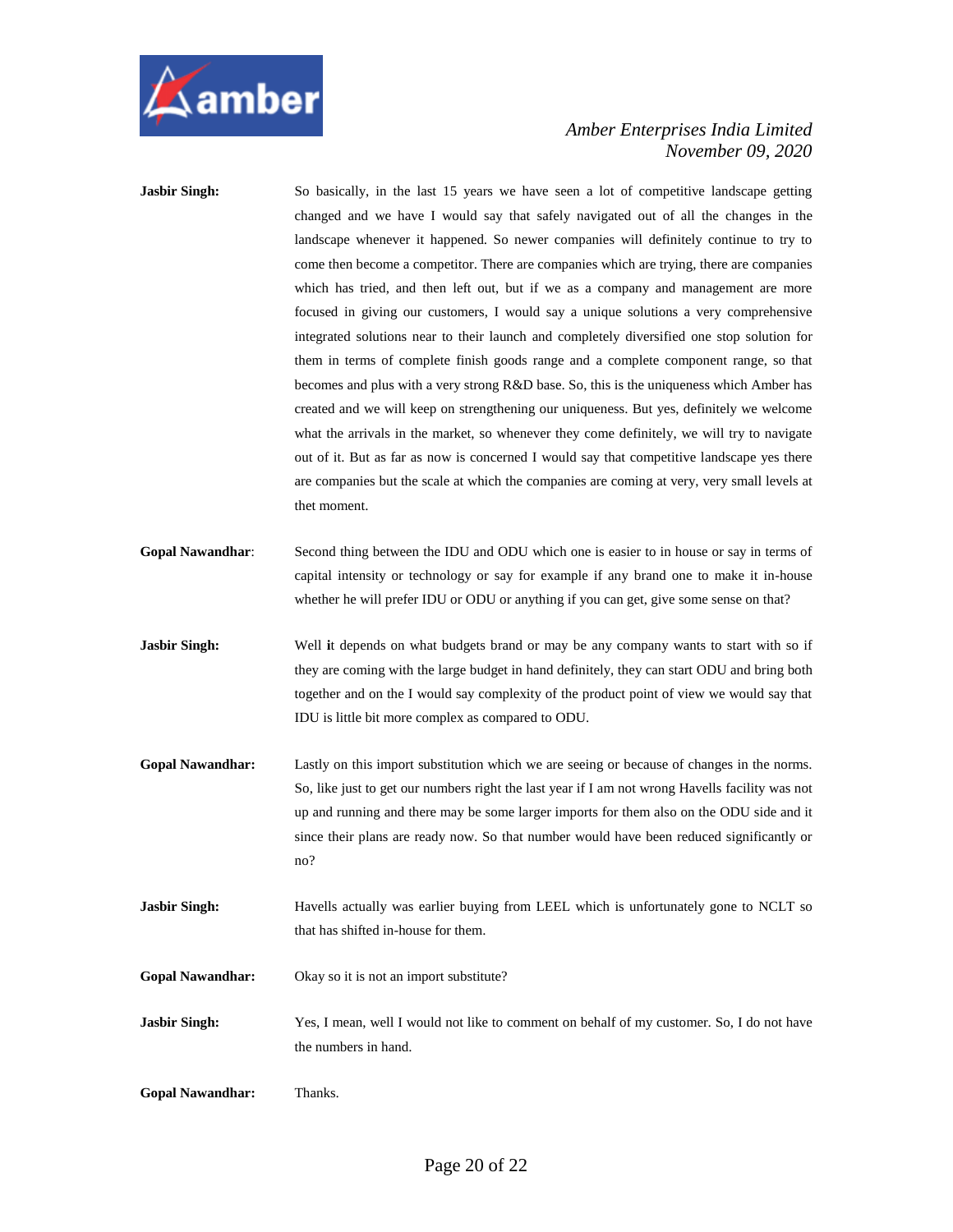**Jasbir Singh:** So basically, in the last 15 years we have seen a lot of competitive landscape getting changed and we have I would say that safely navigated out of all the changes in the landscape whenever it happened. So newer companies will definitely continue to try to come then become a competitor. There are companies which are trying, there are companies which has tried, and then left out, but if we as a company and management are more focused in giving our customers, I would say a unique solutions a very comprehensive integrated solutions near to their launch and completely diversified one stop solution for them in terms of complete finish goods range and a complete component range, so that becomes and plus with a very strong R&D base. So, this is the uniqueness which Amber has created and we will keep on strengthening our uniqueness. But yes, definitely we welcome what the arrivals in the market, so whenever they come definitely, we will try to navigate out of it. But as far as now is concerned I would say that competitive landscape yes there are companies but the scale at which the companies are coming at very, very small levels at thet moment.

**Gopal Nawandhar**: Second thing between the IDU and ODU which one is easier to in house or say in terms of capital intensity or technology or say for example if any brand one to make it in-house whether he will prefer IDU or ODU or anything if you can get, give some sense on that?

**Jasbir Singh:** Well it depends on what budgets brand or may be any company wants to start with so if they are coming with the large budget in hand definitely, they can start ODU and bring both together and on the I would say complexity of the product point of view we would say that IDU is little bit more complex as compared to ODU.

**Gopal Nawandhar:** Lastly on this import substitution which we are seeing or because of changes in the norms. So, like just to get our numbers right the last year if I am not wrong Havells facility was not up and running and there may be some larger imports for them also on the ODU side and it since their plans are ready now. So that number would have been reduced significantly or no?

**Jasbir Singh:** Havells actually was earlier buying from LEEL which is unfortunately gone to NCLT so that has shifted in-house for them.

**Gopal Nawandhar:** Okay so it is not an import substitute?

**Jasbir Singh:** Yes, I mean, well I would not like to comment on behalf of my customer. So, I do not have the numbers in hand.

**Gopal Nawandhar:** Thanks.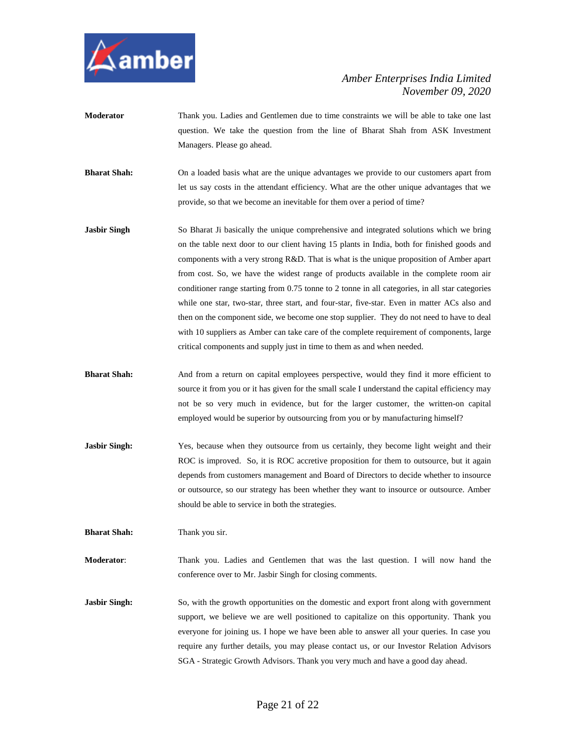**Moderator** Thank you. Ladies and Gentlemen due to time constraints we will be able to take one last question. We take the question from the line of Bharat Shah from ASK Investment Managers. Please go ahead.

**Bharat Shah:** On a loaded basis what are the unique advantages we provide to our customers apart from let us say costs in the attendant efficiency. What are the other unique advantages that we provide, so that we become an inevitable for them over a period of time?

**Jasbir Singh** So Bharat Ji basically the unique comprehensive and integrated solutions which we bring on the table next door to our client having 15 plants in India, both for finished goods and components with a very strong R&D. That is what is the unique proposition of Amber apart from cost. So, we have the widest range of products available in the complete room air conditioner range starting from 0.75 tonne to 2 tonne in all categories, in all star categories while one star, two-star, three start, and four-star, five-star. Even in matter ACs also and then on the component side, we become one stop supplier. They do not need to have to deal with 10 suppliers as Amber can take care of the complete requirement of components, large critical components and supply just in time to them as and when needed.

**Bharat Shah:** And from a return on capital employees perspective, would they find it more efficient to source it from you or it has given for the small scale I understand the capital efficiency may not be so very much in evidence, but for the larger customer, the written-on capital employed would be superior by outsourcing from you or by manufacturing himself?

**Jasbir Singh:** Yes, because when they outsource from us certainly, they become light weight and their ROC is improved. So, it is ROC accretive proposition for them to outsource, but it again depends from customers management and Board of Directors to decide whether to insource or outsource, so our strategy has been whether they want to insource or outsource. Amber should be able to service in both the strategies.

**Bharat Shah:** Thank you sir.

**Moderator**: Thank you. Ladies and Gentlemen that was the last question. I will now hand the conference over to Mr. Jasbir Singh for closing comments.

**Jasbir Singh:** So, with the growth opportunities on the domestic and export front along with government support, we believe we are well positioned to capitalize on this opportunity. Thank you everyone for joining us. I hope we have been able to answer all your queries. In case you require any further details, you may please contact us, or our Investor Relation Advisors SGA - Strategic Growth Advisors. Thank you very much and have a good day ahead.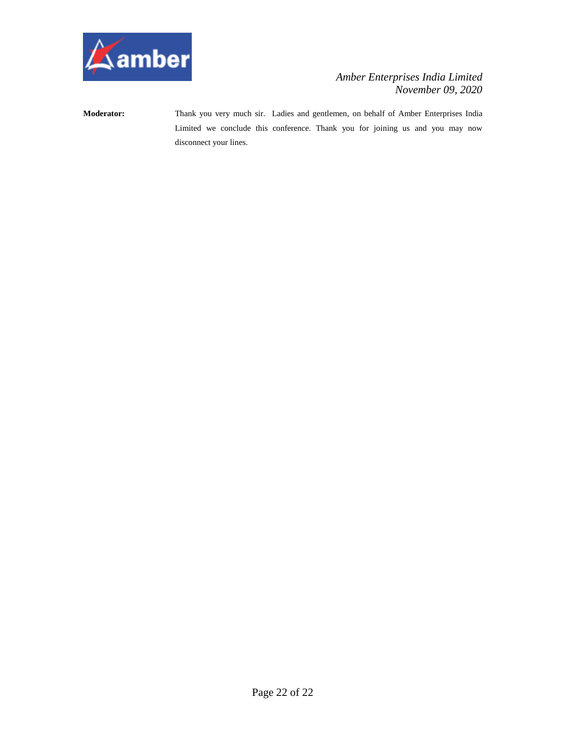**Moderator:** Thank you very much sir. Ladies and gentlemen, on behalf of Amber Enterprises India Limited we conclude this conference. Thank you for joining us and you may now disconnect your lines.